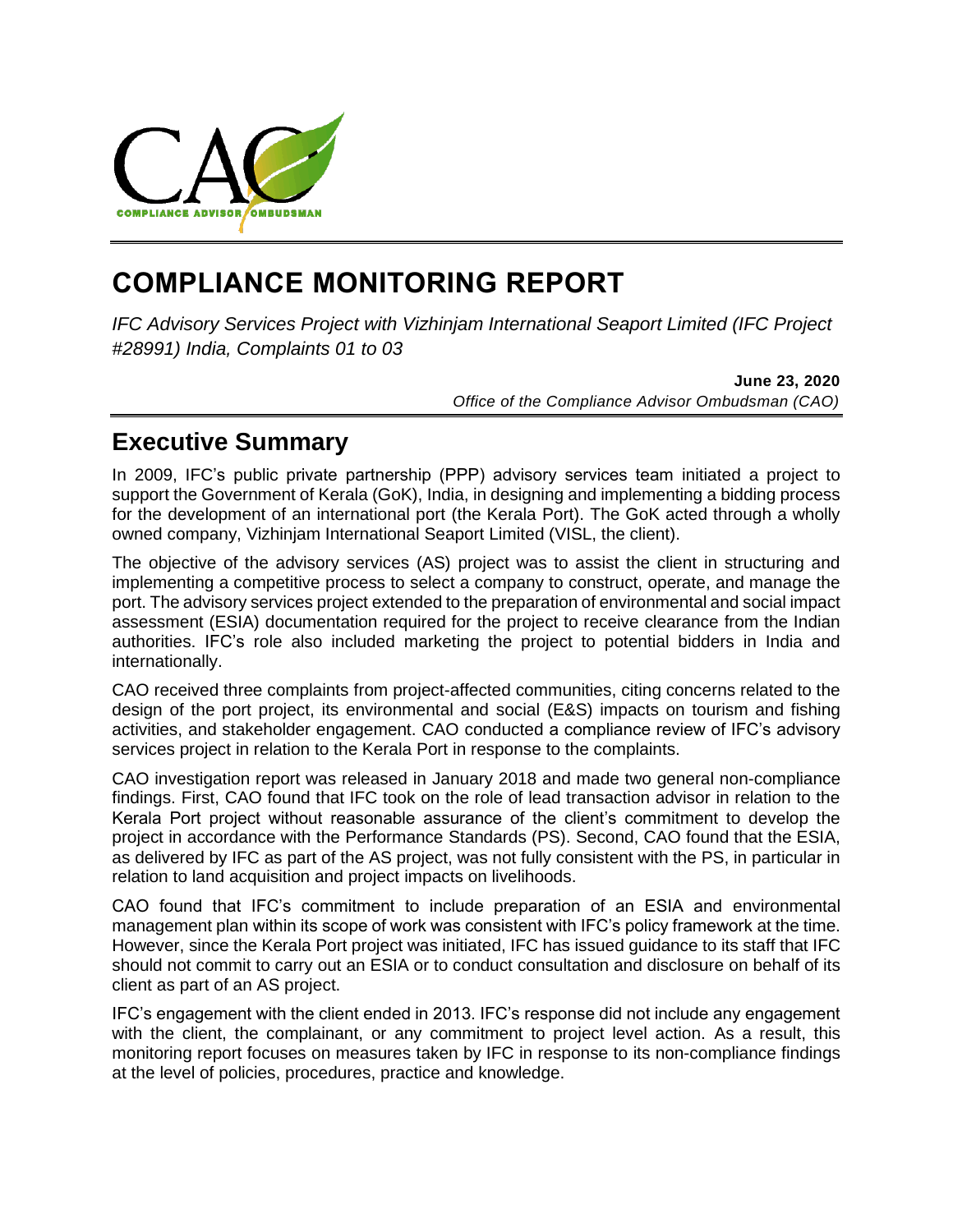# COMPLIANCE MONITORING REPORT

*IFC Advisory Services Project with Vizhinjam International Seaport Limited (IFC Project #28991) India, Complaints 01 to 03*

**June 23, 2020**
*Office of the Compliance Advisor Ombudsman (CAO)*

## Executive Summary

In 2009, IFC's public private partnership (PPP) advisory services team initiated a project to support the Government of Kerala (GoK), India, in designing and implementing a bidding process for the development of an international port (the Kerala Port). The GoK acted through a wholly owned company, Vizhinjam International Seaport Limited (VISL, the client).

The objective of the advisory services (AS) project was to assist the client in structuring and implementing a competitive process to select a company to construct, operate, and manage the port. The advisory services project extended to the preparation of environmental and social impact assessment (ESIA) documentation required for the project to receive clearance from the Indian authorities. IFC's role also included marketing the project to potential bidders in India and internationally.

CAO received three complaints from project-affected communities, citing concerns related to the design of the port project, its environmental and social (E&S) impacts on tourism and fishing activities, and stakeholder engagement. CAO conducted a compliance review of IFC's advisory services project in relation to the Kerala Port in response to the complaints.

CAO investigation report was released in January 2018 and made two general non-compliance findings. First, CAO found that IFC took on the role of lead transaction advisor in relation to the Kerala Port project without reasonable assurance of the client's commitment to develop the project in accordance with the Performance Standards (PS). Second, CAO found that the ESIA, as delivered by IFC as part of the AS project, was not fully consistent with the PS, in particular in relation to land acquisition and project impacts on livelihoods.

CAO found that IFC's commitment to include preparation of an ESIA and environmental management plan within its scope of work was consistent with IFC's policy framework at the time. However, since the Kerala Port project was initiated, IFC has issued guidance to its staff that IFC should not commit to carry out an ESIA or to conduct consultation and disclosure on behalf of its client as part of an AS project.

IFC's engagement with the client ended in 2013. IFC's response did not include any engagement with the client, the complainant, or any commitment to project level action. As a result, this monitoring report focuses on measures taken by IFC in response to its non-compliance findings at the level of policies, procedures, practice and knowledge.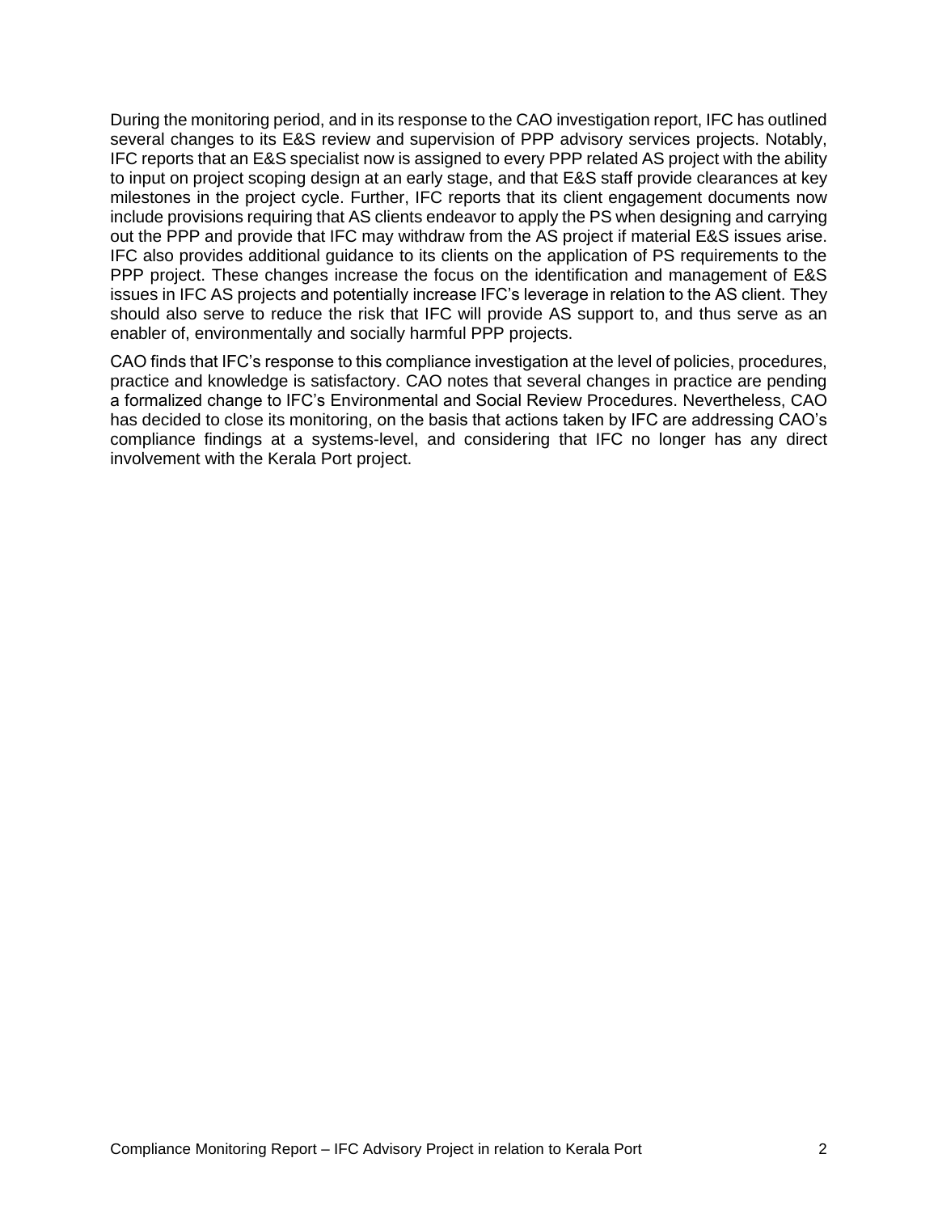During the monitoring period, and in its response to the CAO investigation report, IFC has outlined several changes to its E&S review and supervision of PPP advisory services projects. Notably, IFC reports that an E&S specialist now is assigned to every PPP related AS project with the ability to input on project scoping design at an early stage, and that E&S staff provide clearances at key milestones in the project cycle. Further, IFC reports that its client engagement documents now include provisions requiring that AS clients endeavor to apply the PS when designing and carrying out the PPP and provide that IFC may withdraw from the AS project if material E&S issues arise. IFC also provides additional guidance to its clients on the application of PS requirements to the PPP project. These changes increase the focus on the identification and management of E&S issues in IFC AS projects and potentially increase IFC's leverage in relation to the AS client. They should also serve to reduce the risk that IFC will provide AS support to, and thus serve as an enabler of, environmentally and socially harmful PPP projects.

CAO finds that IFC's response to this compliance investigation at the level of policies, procedures, practice and knowledge is satisfactory. CAO notes that several changes in practice are pending a formalized change to IFC's Environmental and Social Review Procedures. Nevertheless, CAO has decided to close its monitoring, on the basis that actions taken by IFC are addressing CAO's compliance findings at a systems-level, and considering that IFC no longer has any direct involvement with the Kerala Port project.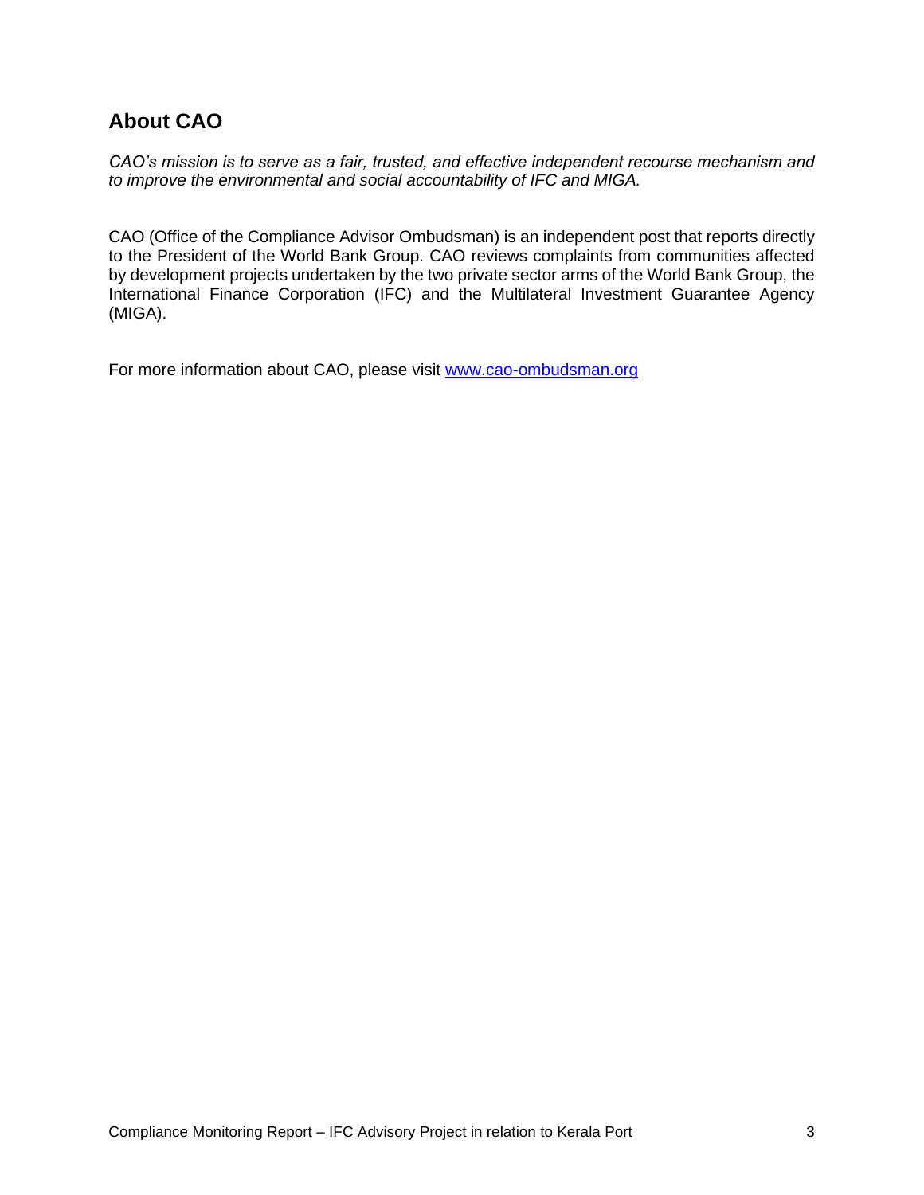## About CAO

*CAO's mission is to serve as a fair, trusted, and effective independent recourse mechanism and to improve the environmental and social accountability of IFC and MIGA.*

CAO (Office of the Compliance Advisor Ombudsman) is an independent post that reports directly to the President of the World Bank Group. CAO reviews complaints from communities affected by development projects undertaken by the two private sector arms of the World Bank Group, the International Finance Corporation (IFC) and the Multilateral Investment Guarantee Agency (MIGA).

For more information about CAO, please visit [www.cao-ombudsman.org](http://www.cao-ombudsman.org)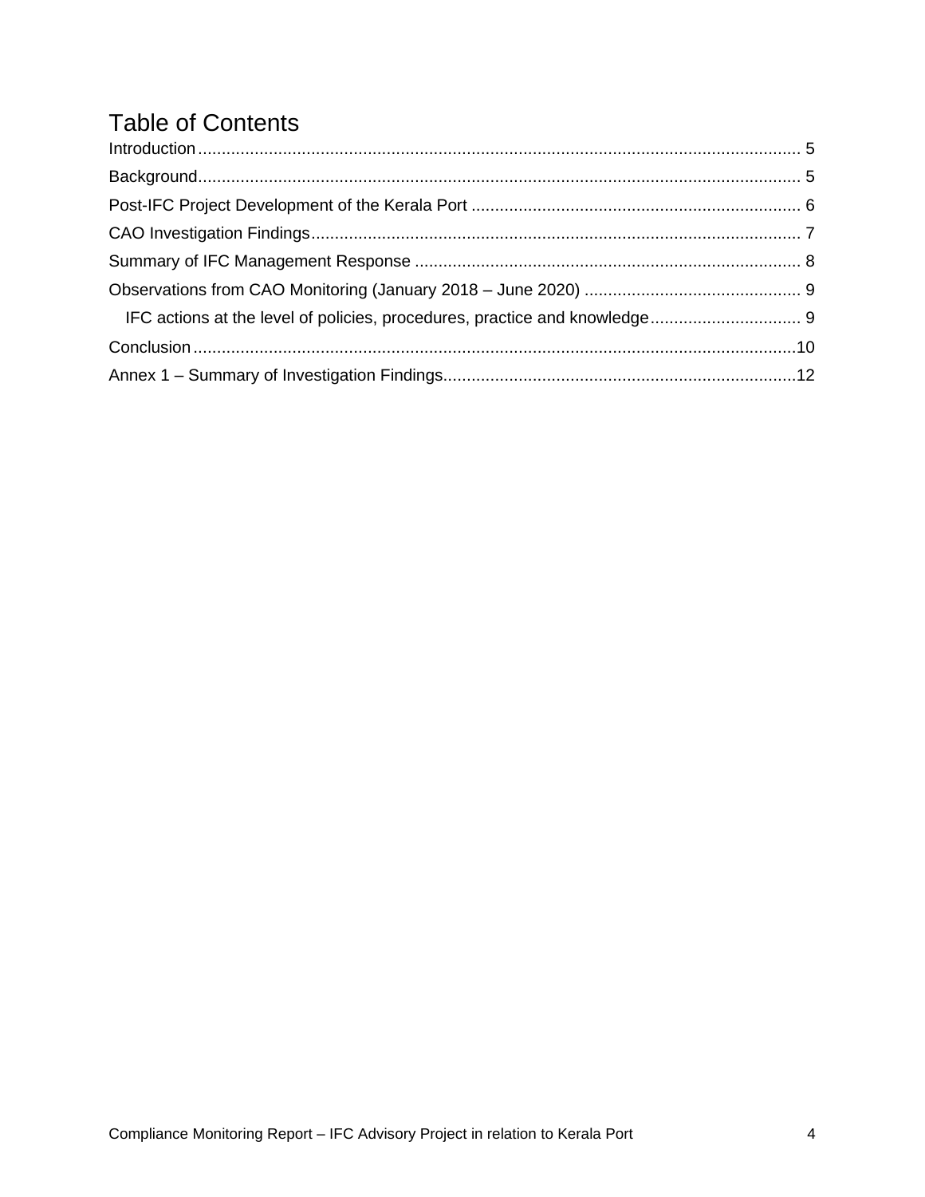# Table of Contents

Introduction ............................................................................................................................ 5

Background ............................................................................................................................. 5

Post-IFC Project Development of the Kerala Port ...................................................................... 6

CAO Investigation Findings ....................................................................................................... 7

Summary of IFC Management Response .................................................................................. 8

Observations from CAO Monitoring (January 2018 – June 2020) .............................................. 9

- IFC actions at the level of policies, procedures, practice and knowledge ................................ 9

Conclusion ............................................................................................................................... 10

Annex 1 – Summary of Investigation Findings ........................................................................... 12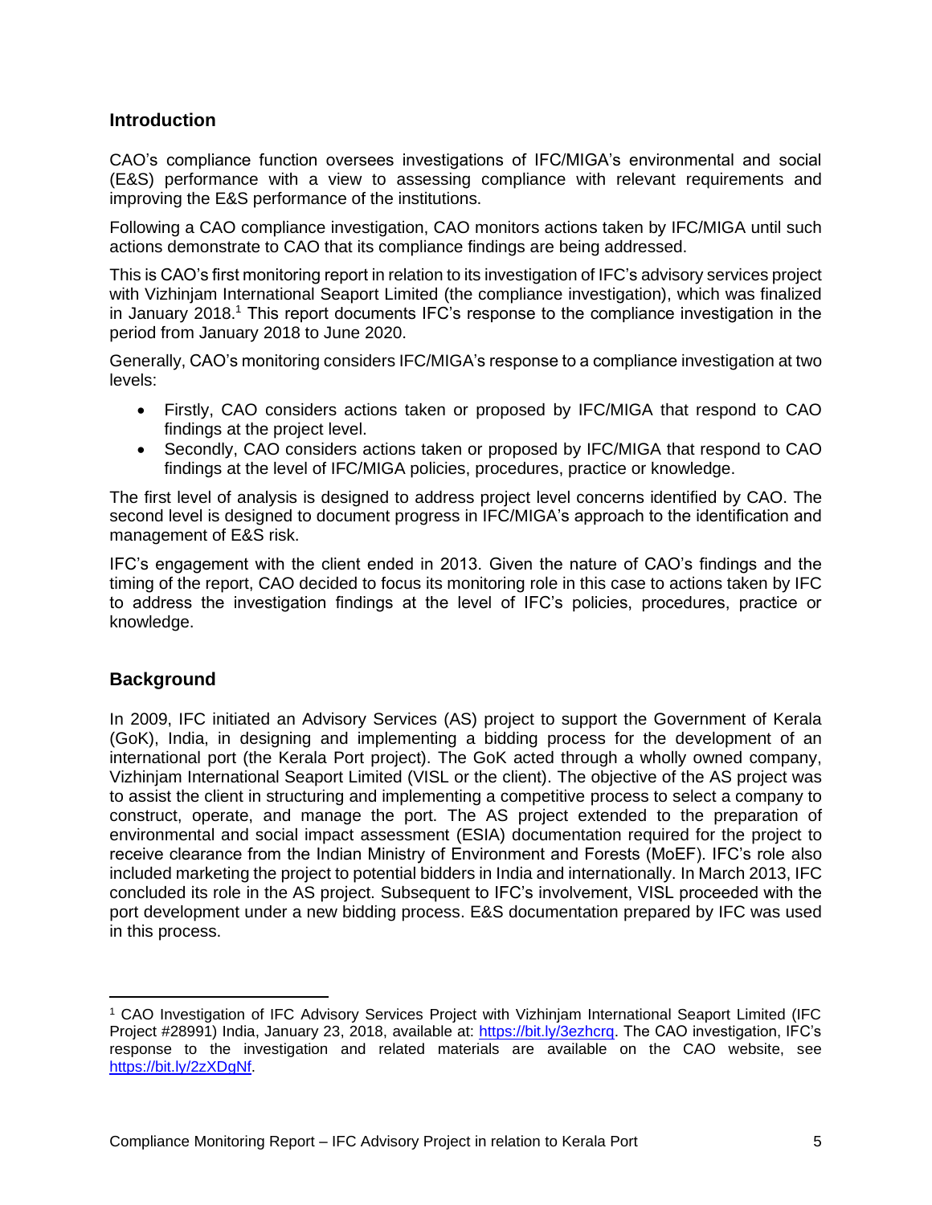## Introduction

CAO's compliance function oversees investigations of IFC/MIGA's environmental and social (E&S) performance with a view to assessing compliance with relevant requirements and improving the E&S performance of the institutions.

Following a CAO compliance investigation, CAO monitors actions taken by IFC/MIGA until such actions demonstrate to CAO that its compliance findings are being addressed.

This is CAO's first monitoring report in relation to its investigation of IFC's advisory services project with Vizhinjam International Seaport Limited (the compliance investigation), which was finalized in January 2018.[1] This report documents IFC's response to the compliance investigation in the period from January 2018 to June 2020.

Generally, CAO's monitoring considers IFC/MIGA's response to a compliance investigation at two levels:

- Firstly, CAO considers actions taken or proposed by IFC/MIGA that respond to CAO findings at the project level.
- Secondly, CAO considers actions taken or proposed by IFC/MIGA that respond to CAO findings at the level of IFC/MIGA policies, procedures, practice or knowledge.

The first level of analysis is designed to address project level concerns identified by CAO. The second level is designed to document progress in IFC/MIGA's approach to the identification and management of E&S risk.

IFC's engagement with the client ended in 2013. Given the nature of CAO's findings and the timing of the report, CAO decided to focus its monitoring role in this case to actions taken by IFC to address the investigation findings at the level of IFC's policies, procedures, practice or knowledge.

## Background

In 2009, IFC initiated an Advisory Services (AS) project to support the Government of Kerala (GoK), India, in designing and implementing a bidding process for the development of an international port (the Kerala Port project). The GoK acted through a wholly owned company, Vizhinjam International Seaport Limited (VISL or the client). The objective of the AS project was to assist the client in structuring and implementing a competitive process to select a company to construct, operate, and manage the port. The AS project extended to the preparation of environmental and social impact assessment (ESIA) documentation required for the project to receive clearance from the Indian Ministry of Environment and Forests (MoEF). IFC's role also included marketing the project to potential bidders in India and internationally. In March 2013, IFC concluded its role in the AS project. Subsequent to IFC's involvement, VISL proceeded with the port development under a new bidding process. E&S documentation prepared by IFC was used in this process.

---

[1] CAO Investigation of IFC Advisory Services Project with Vizhinjam International Seaport Limited (IFC Project #28991) India, January 23, 2018, available at: https://bit.ly/3ezhcrq. The CAO investigation, IFC's response to the investigation and related materials are available on the CAO website, see https://bit.ly/2zXDgNf.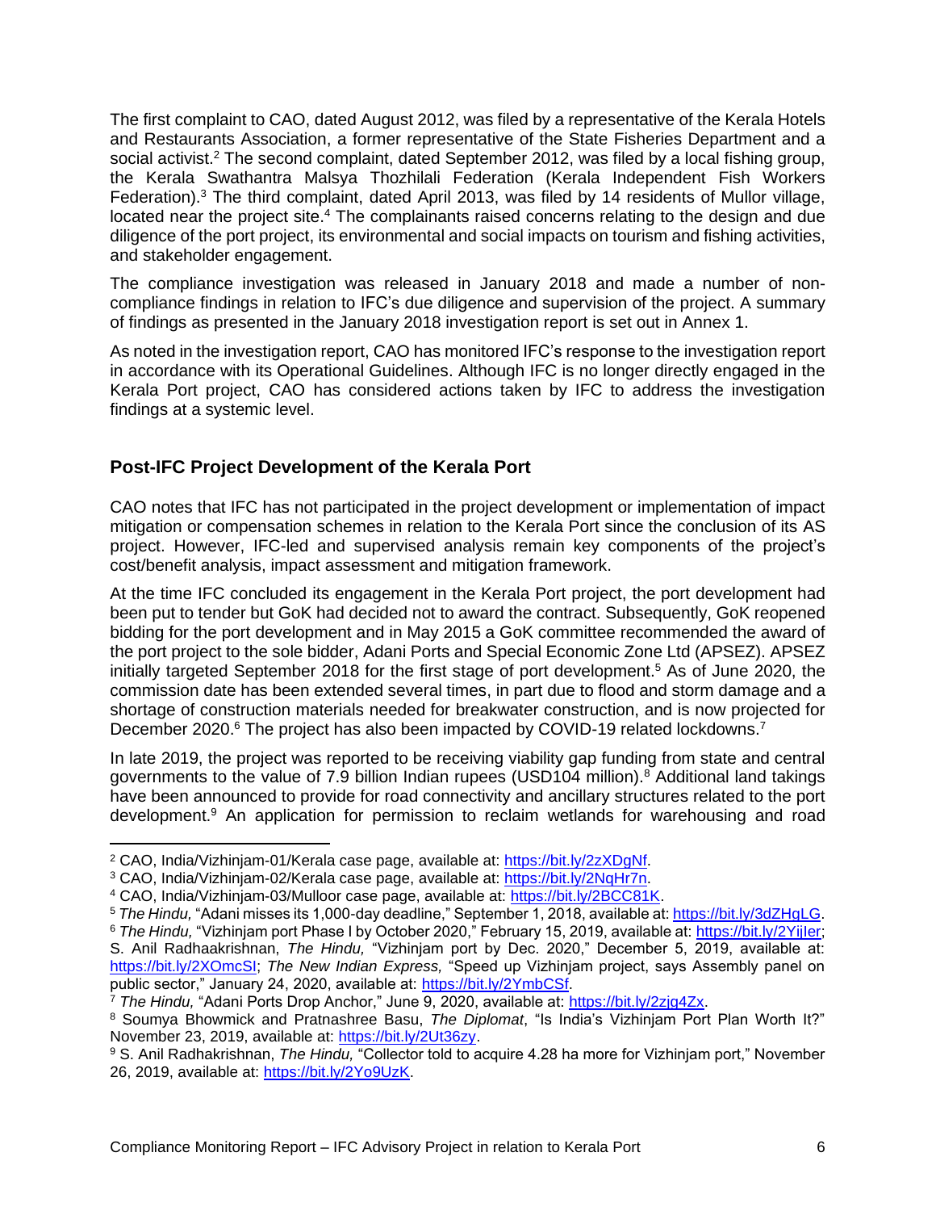The first complaint to CAO, dated August 2012, was filed by a representative of the Kerala Hotels and Restaurants Association, a former representative of the State Fisheries Department and a social activist.[2] The second complaint, dated September 2012, was filed by a local fishing group, the Kerala Swathantra Malsya Thozhilali Federation (Kerala Independent Fish Workers Federation).[3] The third complaint, dated April 2013, was filed by 14 residents of Mullor village, located near the project site.[4] The complainants raised concerns relating to the design and due diligence of the port project, its environmental and social impacts on tourism and fishing activities, and stakeholder engagement.

The compliance investigation was released in January 2018 and made a number of non-compliance findings in relation to IFC's due diligence and supervision of the project. A summary of findings as presented in the January 2018 investigation report is set out in Annex 1.

As noted in the investigation report, CAO has monitored IFC's response to the investigation report in accordance with its Operational Guidelines. Although IFC is no longer directly engaged in the Kerala Port project, CAO has considered actions taken by IFC to address the investigation findings at a systemic level.

## Post-IFC Project Development of the Kerala Port

CAO notes that IFC has not participated in the project development or implementation of impact mitigation or compensation schemes in relation to the Kerala Port since the conclusion of its AS project. However, IFC-led and supervised analysis remain key components of the project's cost/benefit analysis, impact assessment and mitigation framework.

At the time IFC concluded its engagement in the Kerala Port project, the port development had been put to tender but GoK had decided not to award the contract. Subsequently, GoK reopened bidding for the port development and in May 2015 a GoK committee recommended the award of the port project to the sole bidder, Adani Ports and Special Economic Zone Ltd (APSEZ). APSEZ initially targeted September 2018 for the first stage of port development.[5] As of June 2020, the commission date has been extended several times, in part due to flood and storm damage and a shortage of construction materials needed for breakwater construction, and is now projected for December 2020.[6] The project has also been impacted by COVID-19 related lockdowns.[7]

In late 2019, the project was reported to be receiving viability gap funding from state and central governments to the value of 7.9 billion Indian rupees (USD104 million).[8] Additional land takings have been announced to provide for road connectivity and ancillary structures related to the port development.[9] An application for permission to reclaim wetlands for warehousing and road

---

[2] CAO, India/Vizhinjam-01/Kerala case page, available at: https://bit.ly/2zXDgNf.

[3] CAO, India/Vizhinjam-02/Kerala case page, available at: https://bit.ly/2NqHr7n.

[4] CAO, India/Vizhinjam-03/Mulloor case page, available at: https://bit.ly/2BCC81K.

[5] *The Hindu,* "Adani misses its 1,000-day deadline," September 1, 2018, available at: https://bit.ly/3dZHgLG.

[6] *The Hindu,* "Vizhinjam port Phase I by October 2020," February 15, 2019, available at: https://bit.ly/2YjIer; S. Anil Radhaakrishnan, *The Hindu,* "Vizhinjam port by Dec. 2020," December 5, 2019, available at: https://bit.ly/2XOmcSI; *The New Indian Express,* "Speed up Vizhinjam project, says Assembly panel on public sector," January 24, 2020, available at: https://bit.ly/2YmbCSf.

[7] *The Hindu,* "Adani Ports Drop Anchor," June 9, 2020, available at: https://bit.ly/2zjg4Zx.

[8] Soumya Bhowmick and Pratnashree Basu, *The Diplomat*, "Is India's Vizhinjam Port Plan Worth It?" November 23, 2019, available at: https://bit.ly/2Ut36zy.

[9] S. Anil Radhakrishnan, *The Hindu,* "Collector told to acquire 4.28 ha more for Vizhinjam port," November 26, 2019, available at: https://bit.ly/2Yo9UzK.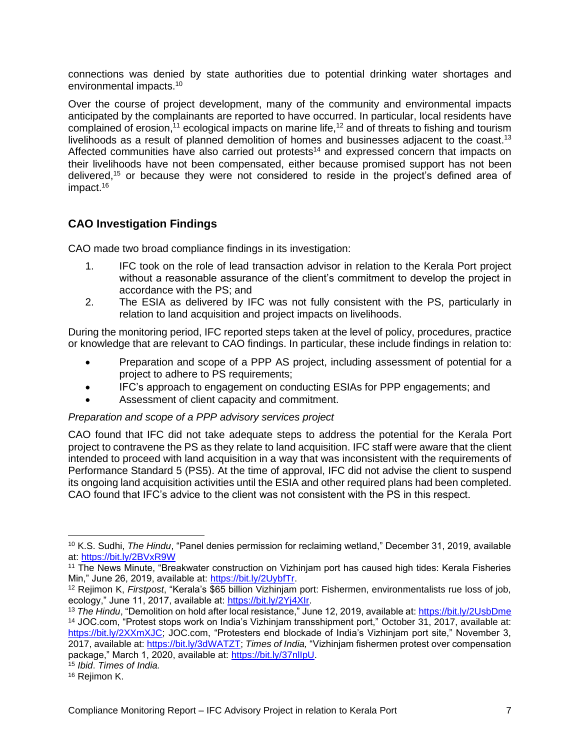connections was denied by state authorities due to potential drinking water shortages and environmental impacts.[10]

Over the course of project development, many of the community and environmental impacts anticipated by the complainants are reported to have occurred. In particular, local residents have complained of erosion,[11] ecological impacts on marine life,[12] and of threats to fishing and tourism livelihoods as a result of planned demolition of homes and businesses adjacent to the coast.[13] Affected communities have also carried out protests[14] and expressed concern that impacts on their livelihoods have not been compensated, either because promised support has not been delivered,[15] or because they were not considered to reside in the project's defined area of impact.[16]

## CAO Investigation Findings

CAO made two broad compliance findings in its investigation:

1. IFC took on the role of lead transaction advisor in relation to the Kerala Port project without a reasonable assurance of the client's commitment to develop the project in accordance with the PS; and
2. The ESIA as delivered by IFC was not fully consistent with the PS, particularly in relation to land acquisition and project impacts on livelihoods.

During the monitoring period, IFC reported steps taken at the level of policy, procedures, practice or knowledge that are relevant to CAO findings. In particular, these include findings in relation to:

- Preparation and scope of a PPP AS project, including assessment of potential for a project to adhere to PS requirements;
- IFC's approach to engagement on conducting ESIAs for PPP engagements; and
- Assessment of client capacity and commitment.

*Preparation and scope of a PPP advisory services project*

CAO found that IFC did not take adequate steps to address the potential for the Kerala Port project to contravene the PS as they relate to land acquisition. IFC staff were aware that the client intended to proceed with land acquisition in a way that was inconsistent with the requirements of Performance Standard 5 (PS5). At the time of approval, IFC did not advise the client to suspend its ongoing land acquisition activities until the ESIA and other required plans had been completed. CAO found that IFC's advice to the client was not consistent with the PS in this respect.

---

[10] K.S. Sudhi, *The Hindu*, "Panel denies permission for reclaiming wetland," December 31, 2019, available at: https://bit.ly/2BVxR9W

[11] The News Minute, "Breakwater construction on Vizhinjam port has caused high tides: Kerala Fisheries Min," June 26, 2019, available at: https://bit.ly/2UybfTr.

[12] Rejimon K, *Firstpost*, "Kerala's $65 billion Vizhinjam port: Fishermen, environmentalists rue loss of job, ecology," June 11, 2017, available at: https://bit.ly/2Yj4XIr.

[13] *The Hindu*, "Demolition on hold after local resistance," June 12, 2019, available at: https://bit.ly/2UsbDme

[14] JOC.com, "Protest stops work on India's Vizhinjam transshipment port," October 31, 2017, available at: https://bit.ly/2XXmXJC; JOC.com, "Protesters end blockade of India's Vizhinjam port site," November 3, 2017, available at: https://bit.ly/3dWATZT; *Times of India,* "Vizhinjam fishermen protest over compensation package," March 1, 2020, available at: https://bit.ly/37nlIpU.

[15] *Ibid*. *Times of India.*

[16] Rejimon K.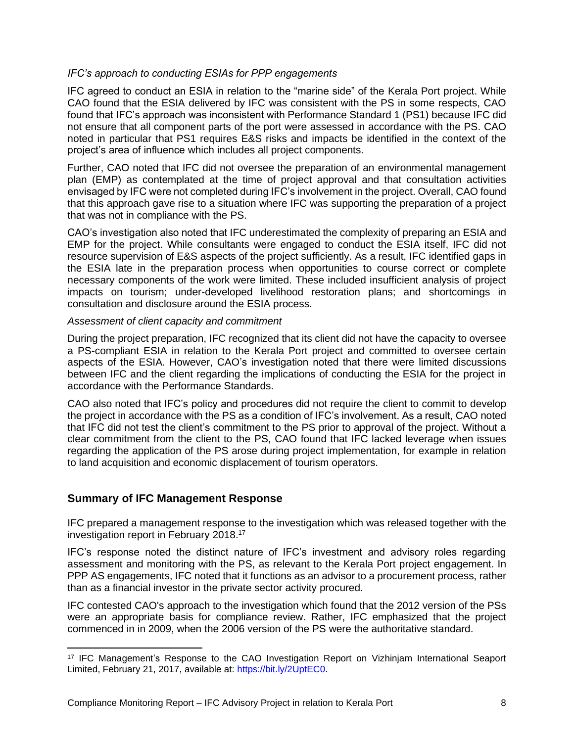*IFC's approach to conducting ESIAs for PPP engagements*

IFC agreed to conduct an ESIA in relation to the "marine side" of the Kerala Port project. While CAO found that the ESIA delivered by IFC was consistent with the PS in some respects, CAO found that IFC's approach was inconsistent with Performance Standard 1 (PS1) because IFC did not ensure that all component parts of the port were assessed in accordance with the PS. CAO noted in particular that PS1 requires E&S risks and impacts be identified in the context of the project's area of influence which includes all project components.

Further, CAO noted that IFC did not oversee the preparation of an environmental management plan (EMP) as contemplated at the time of project approval and that consultation activities envisaged by IFC were not completed during IFC's involvement in the project. Overall, CAO found that this approach gave rise to a situation where IFC was supporting the preparation of a project that was not in compliance with the PS.

CAO's investigation also noted that IFC underestimated the complexity of preparing an ESIA and EMP for the project. While consultants were engaged to conduct the ESIA itself, IFC did not resource supervision of E&S aspects of the project sufficiently. As a result, IFC identified gaps in the ESIA late in the preparation process when opportunities to course correct or complete necessary components of the work were limited. These included insufficient analysis of project impacts on tourism; under-developed livelihood restoration plans; and shortcomings in consultation and disclosure around the ESIA process.

*Assessment of client capacity and commitment*

During the project preparation, IFC recognized that its client did not have the capacity to oversee a PS-compliant ESIA in relation to the Kerala Port project and committed to oversee certain aspects of the ESIA. However, CAO's investigation noted that there were limited discussions between IFC and the client regarding the implications of conducting the ESIA for the project in accordance with the Performance Standards.

CAO also noted that IFC's policy and procedures did not require the client to commit to develop the project in accordance with the PS as a condition of IFC's involvement. As a result, CAO noted that IFC did not test the client's commitment to the PS prior to approval of the project. Without a clear commitment from the client to the PS, CAO found that IFC lacked leverage when issues regarding the application of the PS arose during project implementation, for example in relation to land acquisition and economic displacement of tourism operators.

## Summary of IFC Management Response

IFC prepared a management response to the investigation which was released together with the investigation report in February 2018.[17]

IFC's response noted the distinct nature of IFC's investment and advisory roles regarding assessment and monitoring with the PS, as relevant to the Kerala Port project engagement. In PPP AS engagements, IFC noted that it functions as an advisor to a procurement process, rather than as a financial investor in the private sector activity procured.

IFC contested CAO's approach to the investigation which found that the 2012 version of the PSs were an appropriate basis for compliance review. Rather, IFC emphasized that the project commenced in in 2009, when the 2006 version of the PS were the authoritative standard.

---

[17] IFC Management's Response to the CAO Investigation Report on Vizhinjam International Seaport Limited, February 21, 2017, available at: https://bit.ly/2UptEC0.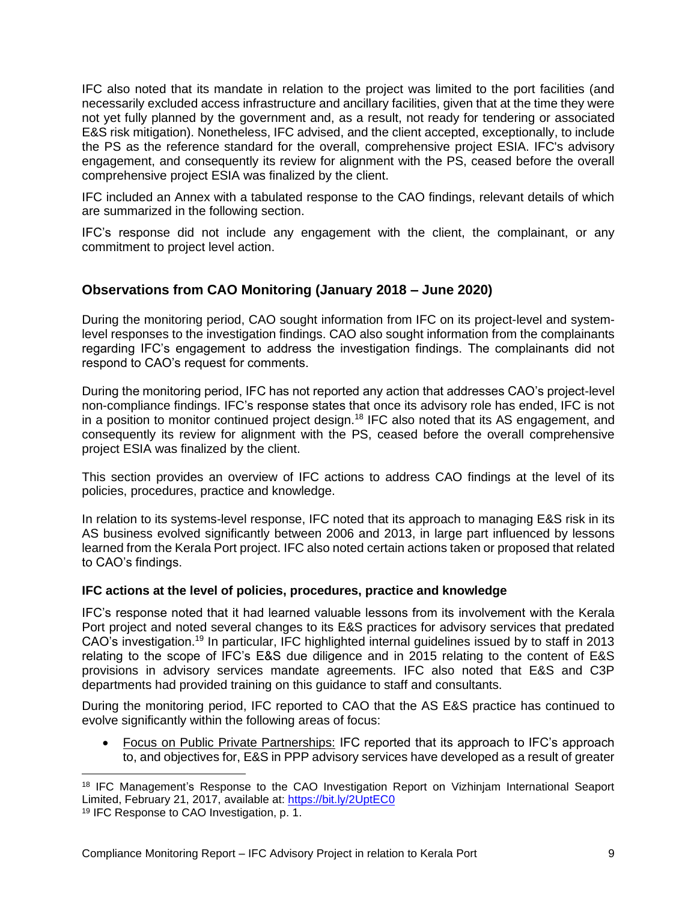IFC also noted that its mandate in relation to the project was limited to the port facilities (and necessarily excluded access infrastructure and ancillary facilities, given that at the time they were not yet fully planned by the government and, as a result, not ready for tendering or associated E&S risk mitigation). Nonetheless, IFC advised, and the client accepted, exceptionally, to include the PS as the reference standard for the overall, comprehensive project ESIA. IFC's advisory engagement, and consequently its review for alignment with the PS, ceased before the overall comprehensive project ESIA was finalized by the client.

IFC included an Annex with a tabulated response to the CAO findings, relevant details of which are summarized in the following section.

IFC's response did not include any engagement with the client, the complainant, or any commitment to project level action.

## Observations from CAO Monitoring (January 2018 – June 2020)

During the monitoring period, CAO sought information from IFC on its project-level and system-level responses to the investigation findings. CAO also sought information from the complainants regarding IFC's engagement to address the investigation findings. The complainants did not respond to CAO's request for comments.

During the monitoring period, IFC has not reported any action that addresses CAO's project-level non-compliance findings. IFC's response states that once its advisory role has ended, IFC is not in a position to monitor continued project design.[18] IFC also noted that its AS engagement, and consequently its review for alignment with the PS, ceased before the overall comprehensive project ESIA was finalized by the client.

This section provides an overview of IFC actions to address CAO findings at the level of its policies, procedures, practice and knowledge.

In relation to its systems-level response, IFC noted that its approach to managing E&S risk in its AS business evolved significantly between 2006 and 2013, in large part influenced by lessons learned from the Kerala Port project. IFC also noted certain actions taken or proposed that related to CAO's findings.

### IFC actions at the level of policies, procedures, practice and knowledge

IFC's response noted that it had learned valuable lessons from its involvement with the Kerala Port project and noted several changes to its E&S practices for advisory services that predated CAO's investigation.[19] In particular, IFC highlighted internal guidelines issued by to staff in 2013 relating to the scope of IFC's E&S due diligence and in 2015 relating to the content of E&S provisions in advisory services mandate agreements. IFC also noted that E&S and C3P departments had provided training on this guidance to staff and consultants.

During the monitoring period, IFC reported to CAO that the AS E&S practice has continued to evolve significantly within the following areas of focus:

- Focus on Public Private Partnerships: IFC reported that its approach to IFC's approach to, and objectives for, E&S in PPP advisory services have developed as a result of greater

---

[18] IFC Management's Response to the CAO Investigation Report on Vizhinjam International Seaport Limited, February 21, 2017, available at: https://bit.ly/2UptEC0

[19] IFC Response to CAO Investigation, p. 1.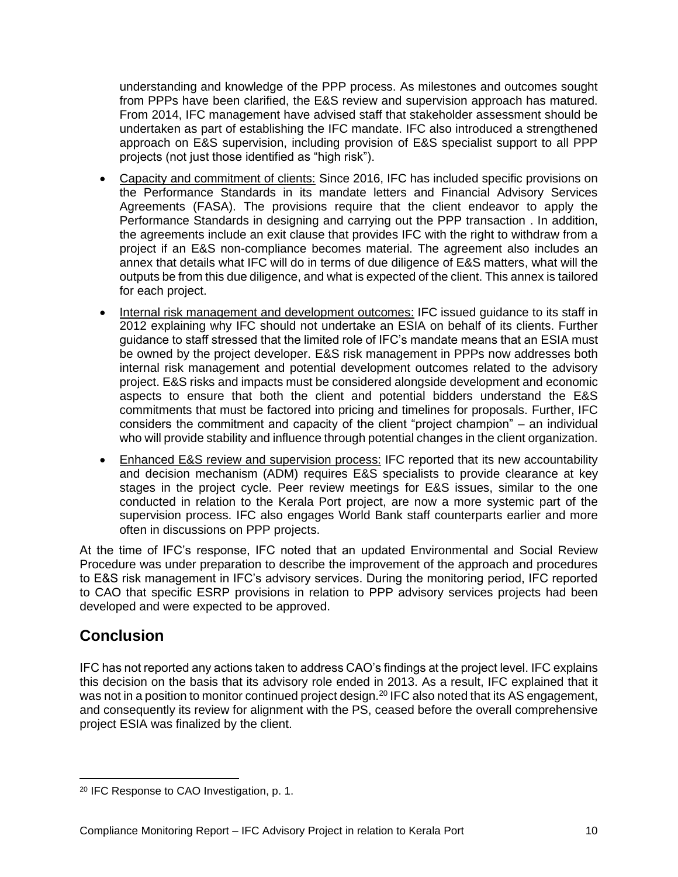understanding and knowledge of the PPP process. As milestones and outcomes sought from PPPs have been clarified, the E&S review and supervision approach has matured. From 2014, IFC management have advised staff that stakeholder assessment should be undertaken as part of establishing the IFC mandate. IFC also introduced a strengthened approach on E&S supervision, including provision of E&S specialist support to all PPP projects (not just those identified as "high risk").

- Capacity and commitment of clients: Since 2016, IFC has included specific provisions on the Performance Standards in its mandate letters and Financial Advisory Services Agreements (FASA). The provisions require that the client endeavor to apply the Performance Standards in designing and carrying out the PPP transaction . In addition, the agreements include an exit clause that provides IFC with the right to withdraw from a project if an E&S non-compliance becomes material. The agreement also includes an annex that details what IFC will do in terms of due diligence of E&S matters, what will the outputs be from this due diligence, and what is expected of the client. This annex is tailored for each project.
- Internal risk management and development outcomes: IFC issued guidance to its staff in 2012 explaining why IFC should not undertake an ESIA on behalf of its clients. Further guidance to staff stressed that the limited role of IFC's mandate means that an ESIA must be owned by the project developer. E&S risk management in PPPs now addresses both internal risk management and potential development outcomes related to the advisory project. E&S risks and impacts must be considered alongside development and economic aspects to ensure that both the client and potential bidders understand the E&S commitments that must be factored into pricing and timelines for proposals. Further, IFC considers the commitment and capacity of the client "project champion" – an individual who will provide stability and influence through potential changes in the client organization.
- Enhanced E&S review and supervision process: IFC reported that its new accountability and decision mechanism (ADM) requires E&S specialists to provide clearance at key stages in the project cycle. Peer review meetings for E&S issues, similar to the one conducted in relation to the Kerala Port project, are now a more systemic part of the supervision process. IFC also engages World Bank staff counterparts earlier and more often in discussions on PPP projects.

At the time of IFC's response, IFC noted that an updated Environmental and Social Review Procedure was under preparation to describe the improvement of the approach and procedures to E&S risk management in IFC's advisory services. During the monitoring period, IFC reported to CAO that specific ESRP provisions in relation to PPP advisory services projects had been developed and were expected to be approved.

## Conclusion

IFC has not reported any actions taken to address CAO's findings at the project level. IFC explains this decision on the basis that its advisory role ended in 2013. As a result, IFC explained that it was not in a position to monitor continued project design.[20] IFC also noted that its AS engagement, and consequently its review for alignment with the PS, ceased before the overall comprehensive project ESIA was finalized by the client.

[20] IFC Response to CAO Investigation, p. 1.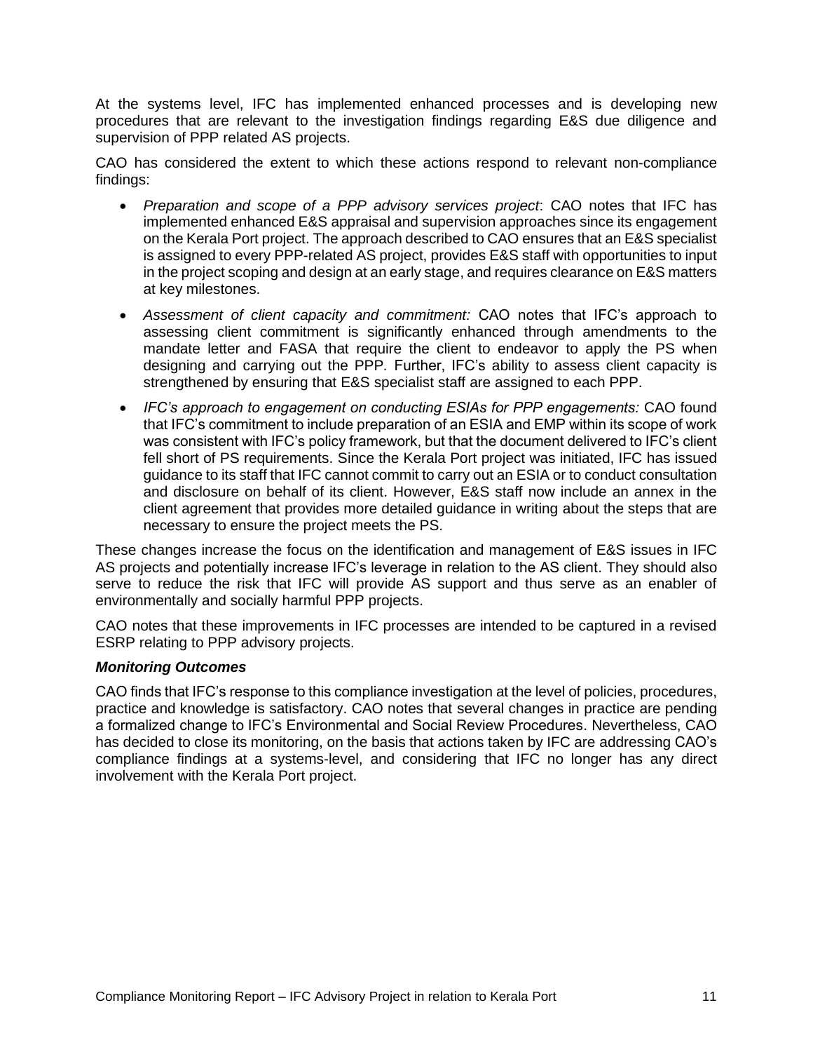At the systems level, IFC has implemented enhanced processes and is developing new procedures that are relevant to the investigation findings regarding E&S due diligence and supervision of PPP related AS projects.

CAO has considered the extent to which these actions respond to relevant non-compliance findings:

- *Preparation and scope of a PPP advisory services project*: CAO notes that IFC has implemented enhanced E&S appraisal and supervision approaches since its engagement on the Kerala Port project. The approach described to CAO ensures that an E&S specialist is assigned to every PPP-related AS project, provides E&S staff with opportunities to input in the project scoping and design at an early stage, and requires clearance on E&S matters at key milestones.
- *Assessment of client capacity and commitment:* CAO notes that IFC's approach to assessing client commitment is significantly enhanced through amendments to the mandate letter and FASA that require the client to endeavor to apply the PS when designing and carrying out the PPP*.* Further, IFC's ability to assess client capacity is strengthened by ensuring that E&S specialist staff are assigned to each PPP.
- *IFC's approach to engagement on conducting ESIAs for PPP engagements:* CAO found that IFC's commitment to include preparation of an ESIA and EMP within its scope of work was consistent with IFC's policy framework, but that the document delivered to IFC's client fell short of PS requirements. Since the Kerala Port project was initiated, IFC has issued guidance to its staff that IFC cannot commit to carry out an ESIA or to conduct consultation and disclosure on behalf of its client. However, E&S staff now include an annex in the client agreement that provides more detailed guidance in writing about the steps that are necessary to ensure the project meets the PS.

These changes increase the focus on the identification and management of E&S issues in IFC AS projects and potentially increase IFC's leverage in relation to the AS client. They should also serve to reduce the risk that IFC will provide AS support and thus serve as an enabler of environmentally and socially harmful PPP projects.

CAO notes that these improvements in IFC processes are intended to be captured in a revised ESRP relating to PPP advisory projects.

### *Monitoring Outcomes*

CAO finds that IFC's response to this compliance investigation at the level of policies, procedures, practice and knowledge is satisfactory. CAO notes that several changes in practice are pending a formalized change to IFC's Environmental and Social Review Procedures. Nevertheless, CAO has decided to close its monitoring, on the basis that actions taken by IFC are addressing CAO's compliance findings at a systems-level, and considering that IFC no longer has any direct involvement with the Kerala Port project.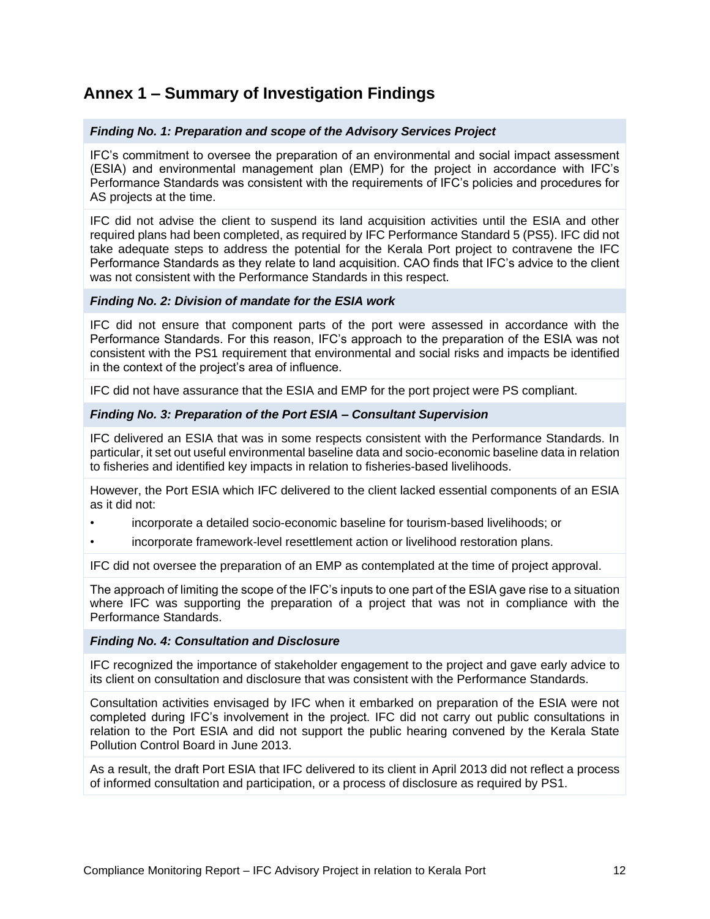## Annex 1 – Summary of Investigation Findings

***Finding No. 1: Preparation and scope of the Advisory Services Project***

IFC's commitment to oversee the preparation of an environmental and social impact assessment (ESIA) and environmental management plan (EMP) for the project in accordance with IFC's Performance Standards was consistent with the requirements of IFC's policies and procedures for AS projects at the time.

IFC did not advise the client to suspend its land acquisition activities until the ESIA and other required plans had been completed, as required by IFC Performance Standard 5 (PS5). IFC did not take adequate steps to address the potential for the Kerala Port project to contravene the IFC Performance Standards as they relate to land acquisition. CAO finds that IFC's advice to the client was not consistent with the Performance Standards in this respect.

***Finding No. 2: Division of mandate for the ESIA work***

IFC did not ensure that component parts of the port were assessed in accordance with the Performance Standards. For this reason, IFC's approach to the preparation of the ESIA was not consistent with the PS1 requirement that environmental and social risks and impacts be identified in the context of the project's area of influence.

IFC did not have assurance that the ESIA and EMP for the port project were PS compliant.

***Finding No. 3: Preparation of the Port ESIA – Consultant Supervision***

IFC delivered an ESIA that was in some respects consistent with the Performance Standards. In particular, it set out useful environmental baseline data and socio-economic baseline data in relation to fisheries and identified key impacts in relation to fisheries-based livelihoods.

However, the Port ESIA which IFC delivered to the client lacked essential components of an ESIA as it did not:

- incorporate a detailed socio-economic baseline for tourism-based livelihoods; or
- incorporate framework-level resettlement action or livelihood restoration plans.

IFC did not oversee the preparation of an EMP as contemplated at the time of project approval.

The approach of limiting the scope of the IFC's inputs to one part of the ESIA gave rise to a situation where IFC was supporting the preparation of a project that was not in compliance with the Performance Standards.

***Finding No. 4: Consultation and Disclosure***

IFC recognized the importance of stakeholder engagement to the project and gave early advice to its client on consultation and disclosure that was consistent with the Performance Standards.

Consultation activities envisaged by IFC when it embarked on preparation of the ESIA were not completed during IFC's involvement in the project. IFC did not carry out public consultations in relation to the Port ESIA and did not support the public hearing convened by the Kerala State Pollution Control Board in June 2013.

As a result, the draft Port ESIA that IFC delivered to its client in April 2013 did not reflect a process of informed consultation and participation, or a process of disclosure as required by PS1.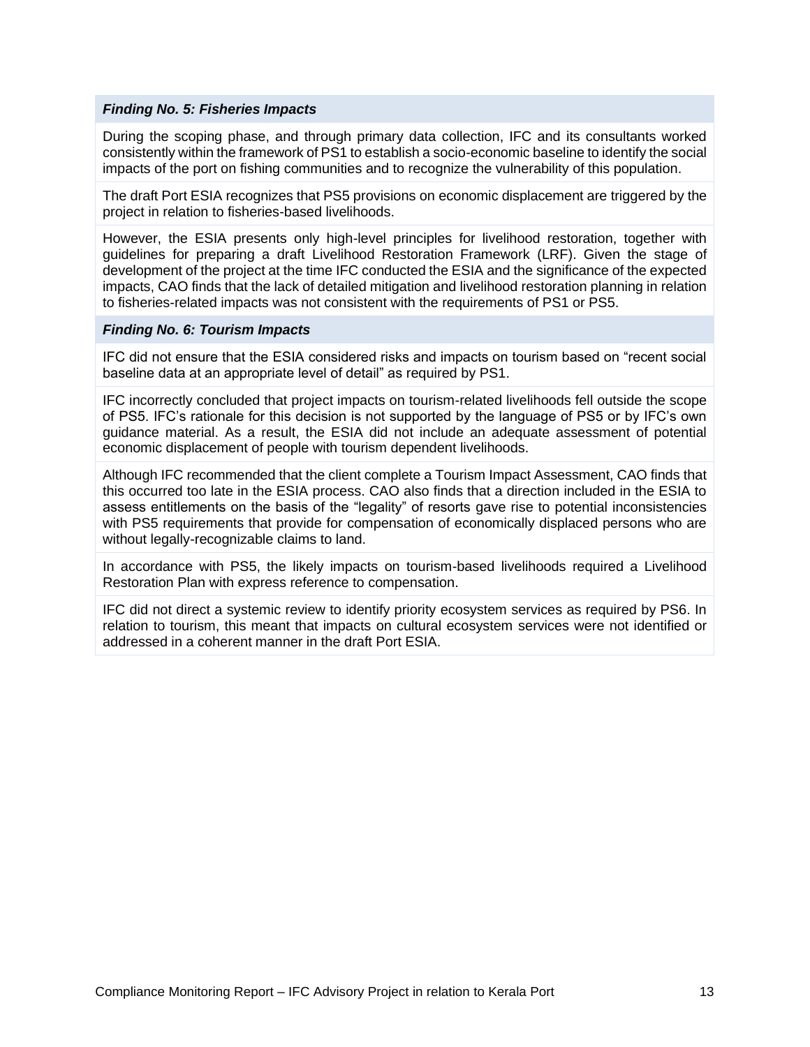***Finding No. 5: Fisheries Impacts***

During the scoping phase, and through primary data collection, IFC and its consultants worked consistently within the framework of PS1 to establish a socio-economic baseline to identify the social impacts of the port on fishing communities and to recognize the vulnerability of this population.

The draft Port ESIA recognizes that PS5 provisions on economic displacement are triggered by the project in relation to fisheries-based livelihoods.

However, the ESIA presents only high-level principles for livelihood restoration, together with guidelines for preparing a draft Livelihood Restoration Framework (LRF). Given the stage of development of the project at the time IFC conducted the ESIA and the significance of the expected impacts, CAO finds that the lack of detailed mitigation and livelihood restoration planning in relation to fisheries-related impacts was not consistent with the requirements of PS1 or PS5.

***Finding No. 6: Tourism Impacts***

IFC did not ensure that the ESIA considered risks and impacts on tourism based on "recent social baseline data at an appropriate level of detail" as required by PS1.

IFC incorrectly concluded that project impacts on tourism-related livelihoods fell outside the scope of PS5. IFC's rationale for this decision is not supported by the language of PS5 or by IFC's own guidance material. As a result, the ESIA did not include an adequate assessment of potential economic displacement of people with tourism dependent livelihoods.

Although IFC recommended that the client complete a Tourism Impact Assessment, CAO finds that this occurred too late in the ESIA process. CAO also finds that a direction included in the ESIA to assess entitlements on the basis of the "legality" of resorts gave rise to potential inconsistencies with PS5 requirements that provide for compensation of economically displaced persons who are without legally-recognizable claims to land.

In accordance with PS5, the likely impacts on tourism-based livelihoods required a Livelihood Restoration Plan with express reference to compensation.

IFC did not direct a systemic review to identify priority ecosystem services as required by PS6. In relation to tourism, this meant that impacts on cultural ecosystem services were not identified or addressed in a coherent manner in the draft Port ESIA.